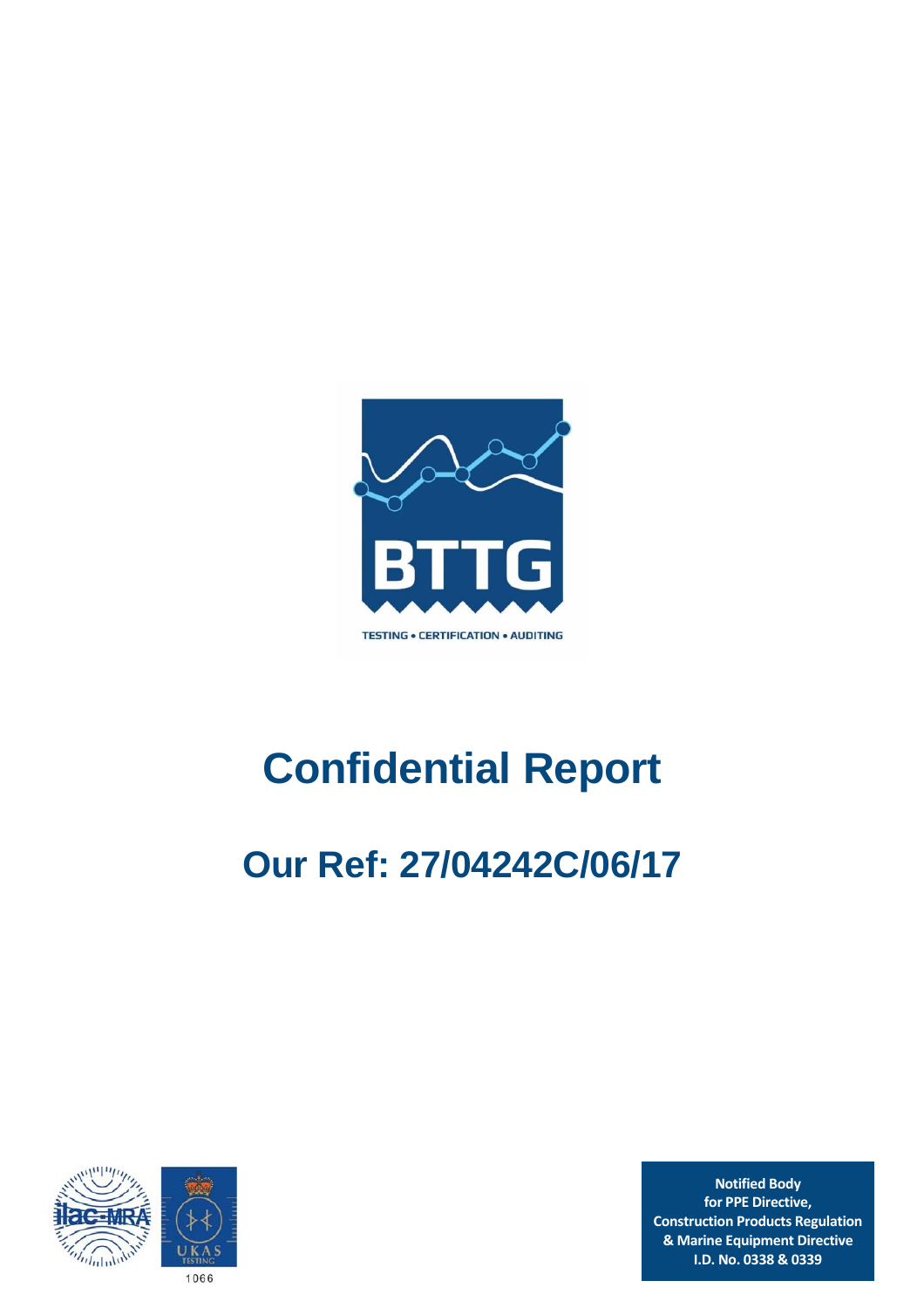BTTG

TESTING • CERTIFICATION • AUDITING

# Confidential Report

## Our Ref: 27/04242C/06/17

1066

**Notified Body**
**for PPE Directive,**
**Construction Products Regulation**
**& Marine Equipment Directive**
**I.D. No. 0338 & 0339**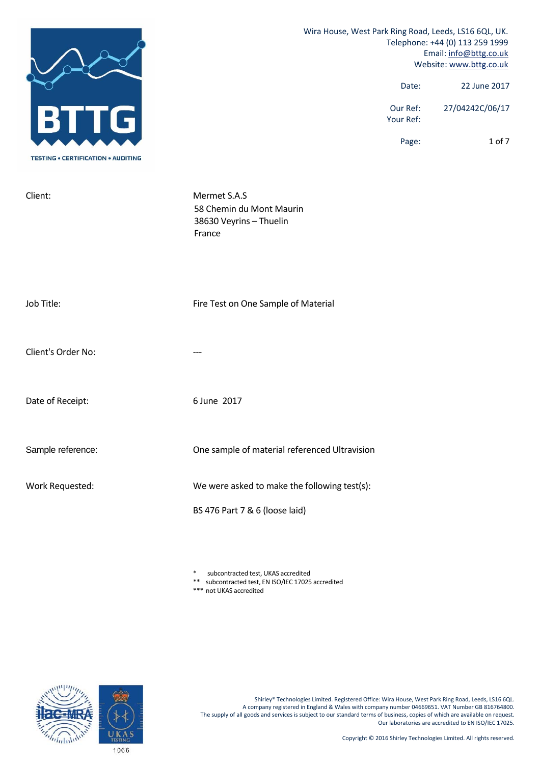Wira House, West Park Ring Road, Leeds, LS16 6QL, UK.
Telephone: +44 (0) 113 259 1999
Email: info@bttg.co.uk
Website: www.bttg.co.uk

| | |
|---|---|
| Date: | 22 June 2017 |
| Our Ref: | 27/04242C/06/17 |
| Your Ref: | |

| | |
|---|---|
| Client: | Mermet S.A.S<br>58 Chemin du Mont Maurin<br>38630 Veyrins – Thuelin<br>France |
| Job Title: | Fire Test on One Sample of Material |
| Client's Order No: | --- |
| Date of Receipt: | 6 June 2017 |
| Sample reference: | One sample of material referenced Ultravision |
| Work Requested: | We were asked to make the following test(s):<br><br>BS 476 Part 7 & 6 (loose laid) |

\* subcontracted test, UKAS accredited
\*\* subcontracted test, EN ISO/IEC 17025 accredited
\*\*\* not UKAS accredited

1066

Shirley® Technologies Limited. Registered Office: Wira House, West Park Ring Road, Leeds, LS16 6QL.
A company registered in England & Wales with company number 04669651. VAT Number GB 816764800.
The supply of all goods and services is subject to our standard terms of business, copies of which are available on request.
Our laboratories are accredited to EN ISO/IEC 17025.

Copyright © 2016 Shirley Technologies Limited. All rights reserved.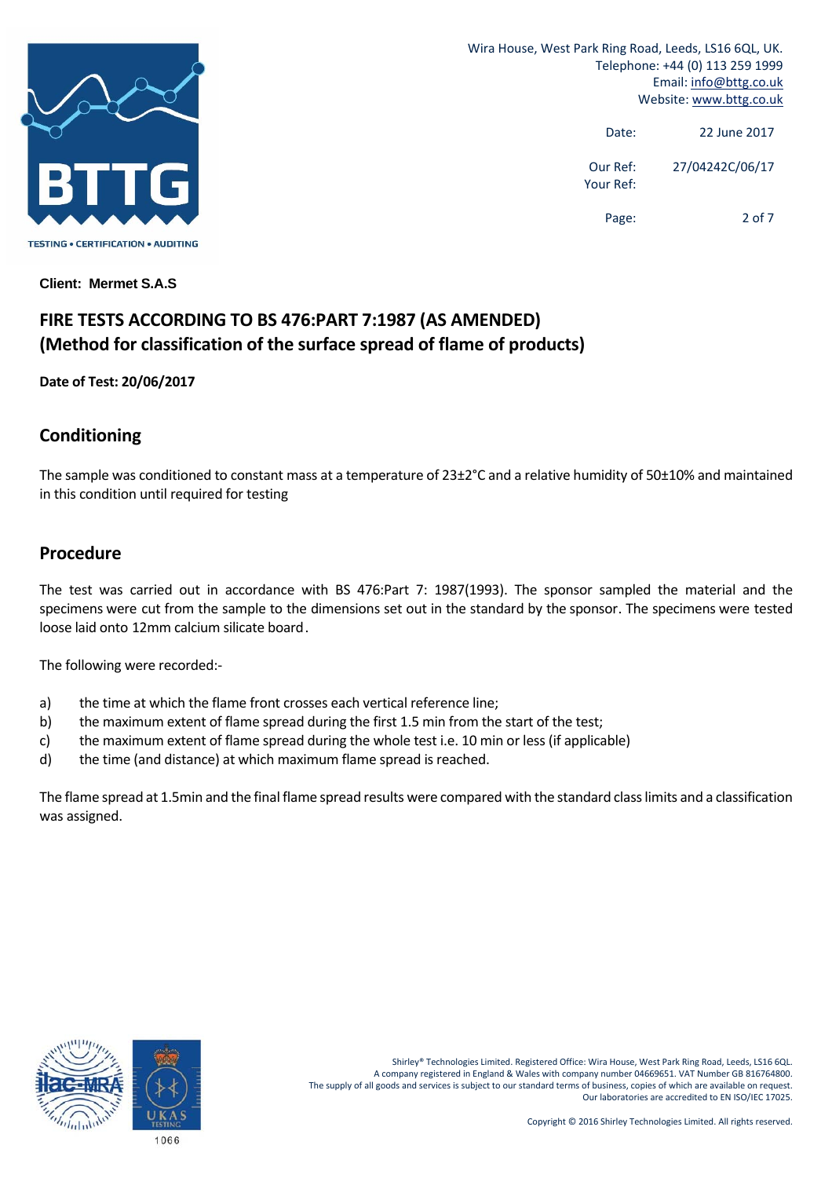Date: 22 June 2017

Our Ref: 27/04242C/06/17
Your Ref:

**Client: Mermet S.A.S**

## FIRE TESTS ACCORDING TO BS 476:PART 7:1987 (AS AMENDED)
## (Method for classification of the surface spread of flame of products)

**Date of Test: 20/06/2017**

## Conditioning

The sample was conditioned to constant mass at a temperature of 23±2°C and a relative humidity of 50±10% and maintained in this condition until required for testing

## Procedure

The test was carried out in accordance with BS 476:Part 7: 1987(1993). The sponsor sampled the material and the specimens were cut from the sample to the dimensions set out in the standard by the sponsor. The specimens were tested loose laid onto 12mm calcium silicate board.

The following were recorded:-

a) the time at which the flame front crosses each vertical reference line;
b) the maximum extent of flame spread during the first 1.5 min from the start of the test;
c) the maximum extent of flame spread during the whole test i.e. 10 min or less (if applicable)
d) the time (and distance) at which maximum flame spread is reached.

The flame spread at 1.5min and the final flame spread results were compared with the standard class limits and a classification was assigned.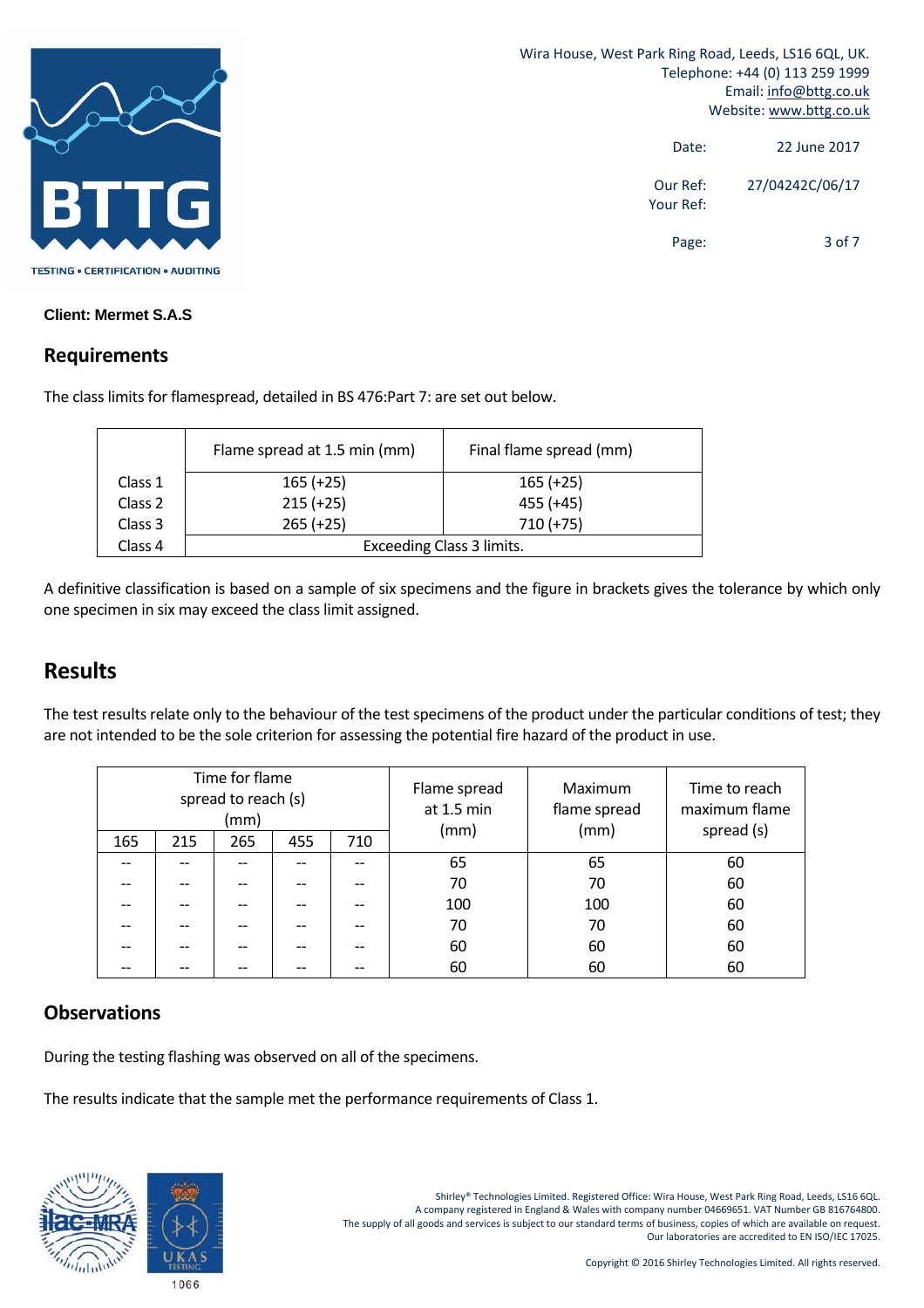Wira House, West Park Ring Road, Leeds, LS16 6QL, UK.
Telephone: +44 (0) 113 259 1999
Email: info@bttg.co.uk
Website: www.bttg.co.uk

Date: 22 June 2017

Our Ref: 27/04242C/06/17
Your Ref:

**Client: Mermet S.A.S**

## Requirements

The class limits for flamespread, detailed in BS 476:Part 7: are set out below.

| | Flame spread at 1.5 min (mm) | Final flame spread (mm) |
|---|---|---|
| Class 1 | 165 (+25) | 165 (+25) |
| Class 2 | 215 (+25) | 455 (+45) |
| Class 3 | 265 (+25) | 710 (+75) |
| Class 4 | Exceeding Class 3 limits. | |

A definitive classification is based on a sample of six specimens and the figure in brackets gives the tolerance by which only one specimen in six may exceed the class limit assigned.

# Results

The test results relate only to the behaviour of the test specimens of the product under the particular conditions of test; they are not intended to be the sole criterion for assessing the potential fire hazard of the product in use.

| Time for flame spread to reach (s) (mm) | | | | | Flame spread at 1.5 min (mm) | Maximum flame spread (mm) | Time to reach maximum flame spread (s) |
|---|---|---|---|---|---|---|---|
| 165 | 215 | 265 | 455 | 710 | | | |
| -- | -- | -- | -- | -- | 65 | 65 | 60 |
| -- | -- | -- | -- | -- | 70 | 70 | 60 |
| -- | -- | -- | -- | -- | 100 | 100 | 60 |
| -- | -- | -- | -- | -- | 70 | 70 | 60 |
| -- | -- | -- | -- | -- | 60 | 60 | 60 |
| -- | -- | -- | -- | -- | 60 | 60 | 60 |

## Observations

During the testing flashing was observed on all of the specimens.

The results indicate that the sample met the performance requirements of Class 1.

Shirley® Technologies Limited. Registered Office: Wira House, West Park Ring Road, Leeds, LS16 6QL.
A company registered in England & Wales with company number 04669651. VAT Number GB 816764800.
The supply of all goods and services is subject to our standard terms of business, copies of which are available on request.
Our laboratories are accredited to EN ISO/IEC 17025.

Copyright © 2016 Shirley Technologies Limited. All rights reserved.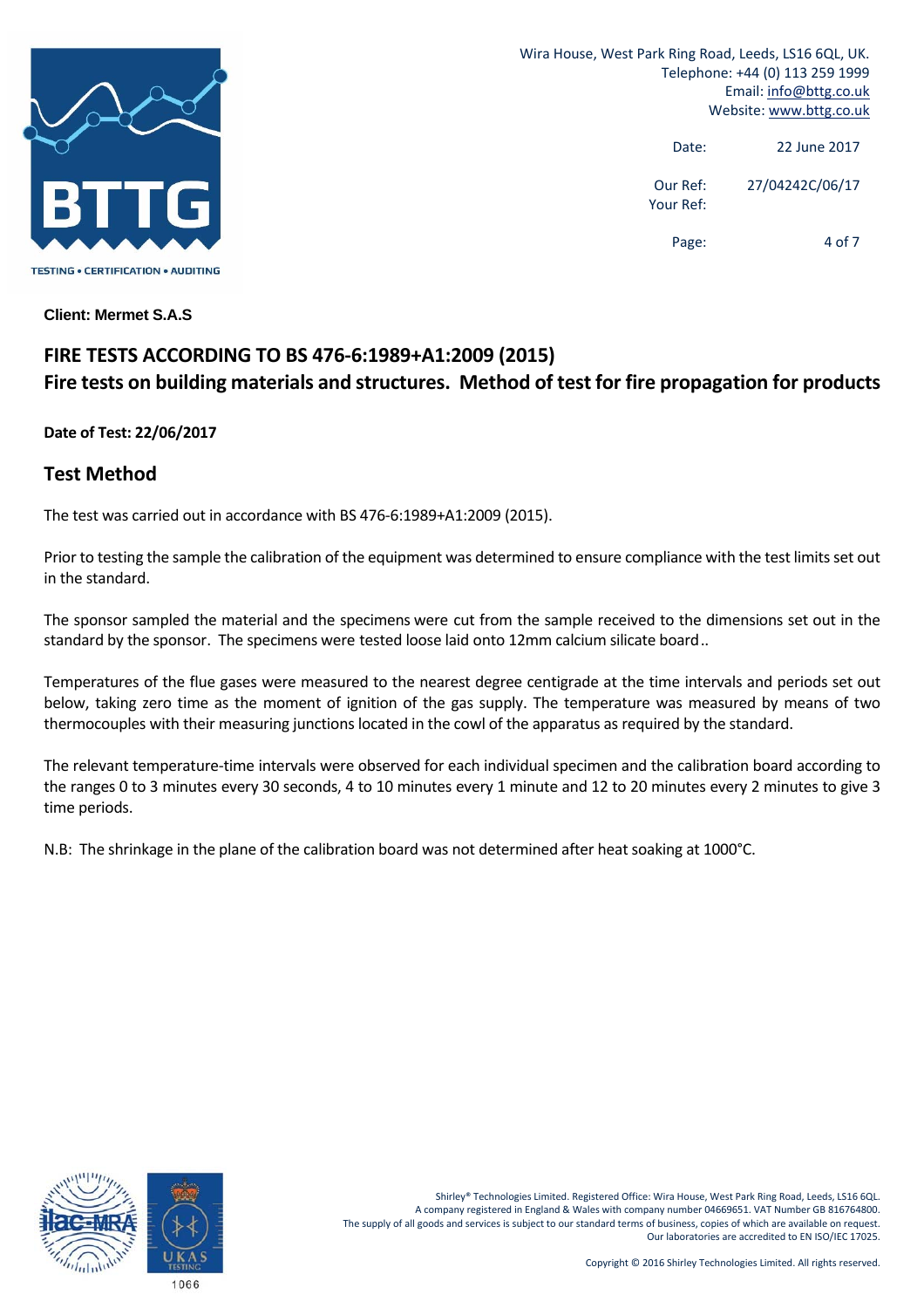Wira House, West Park Ring Road, Leeds, LS16 6QL, UK.
Telephone: +44 (0) 113 259 1999
Email: info@bttg.co.uk
Website: www.bttg.co.uk

Date: 22 June 2017

Our Ref: 27/04242C/06/17
Your Ref:

**Client: Mermet S.A.S**

## FIRE TESTS ACCORDING TO BS 476-6:1989+A1:2009 (2015)
## Fire tests on building materials and structures. Method of test for fire propagation for products

**Date of Test: 22/06/2017**

## Test Method

The test was carried out in accordance with BS 476-6:1989+A1:2009 (2015).

Prior to testing the sample the calibration of the equipment was determined to ensure compliance with the test limits set out in the standard.

The sponsor sampled the material and the specimens were cut from the sample received to the dimensions set out in the standard by the sponsor. The specimens were tested loose laid onto 12mm calcium silicate board..

Temperatures of the flue gases were measured to the nearest degree centigrade at the time intervals and periods set out below, taking zero time as the moment of ignition of the gas supply. The temperature was measured by means of two thermocouples with their measuring junctions located in the cowl of the apparatus as required by the standard.

The relevant temperature-time intervals were observed for each individual specimen and the calibration board according to the ranges 0 to 3 minutes every 30 seconds, 4 to 10 minutes every 1 minute and 12 to 20 minutes every 2 minutes to give 3 time periods.

N.B: The shrinkage in the plane of the calibration board was not determined after heat soaking at 1000°C.

Shirley® Technologies Limited. Registered Office: Wira House, West Park Ring Road, Leeds, LS16 6QL.
A company registered in England & Wales with company number 04669651. VAT Number GB 816764800.
The supply of all goods and services is subject to our standard terms of business, copies of which are available on request.
Our laboratories are accredited to EN ISO/IEC 17025.

Copyright © 2016 Shirley Technologies Limited. All rights reserved.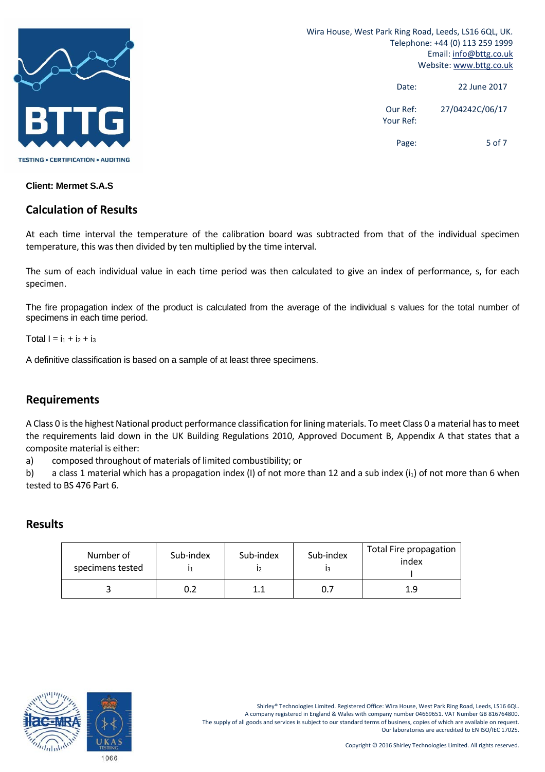**Client: Mermet S.A.S**

## Calculation of Results

At each time interval the temperature of the calibration board was subtracted from that of the individual specimen temperature, this was then divided by ten multiplied by the time interval.

The sum of each individual value in each time period was then calculated to give an index of performance, s, for each specimen.

The fire propagation index of the product is calculated from the average of the individual s values for the total number of specimens in each time period.

Total $I = i_1 + i_2 + i_3$

A definitive classification is based on a sample of at least three specimens.

## Requirements

A Class 0 is the highest National product performance classification for lining materials. To meet Class 0 a material has to meet the requirements laid down in the UK Building Regulations 2010, Approved Document B, Appendix A that states that a composite material is either:

a) composed throughout of materials of limited combustibility; or

b) a class 1 material which has a propagation index (I) of not more than 12 and a sub index ($i_1$) of not more than 6 when tested to BS 476 Part 6.

## Results

| Number of specimens tested | Sub-index $i_1$ | Sub-index $i_2$ | Sub-index $i_3$ | Total Fire propagation index I |
|---|---|---|---|---|
| 3 | 0.2 | 1.1 | 0.7 | 1.9 |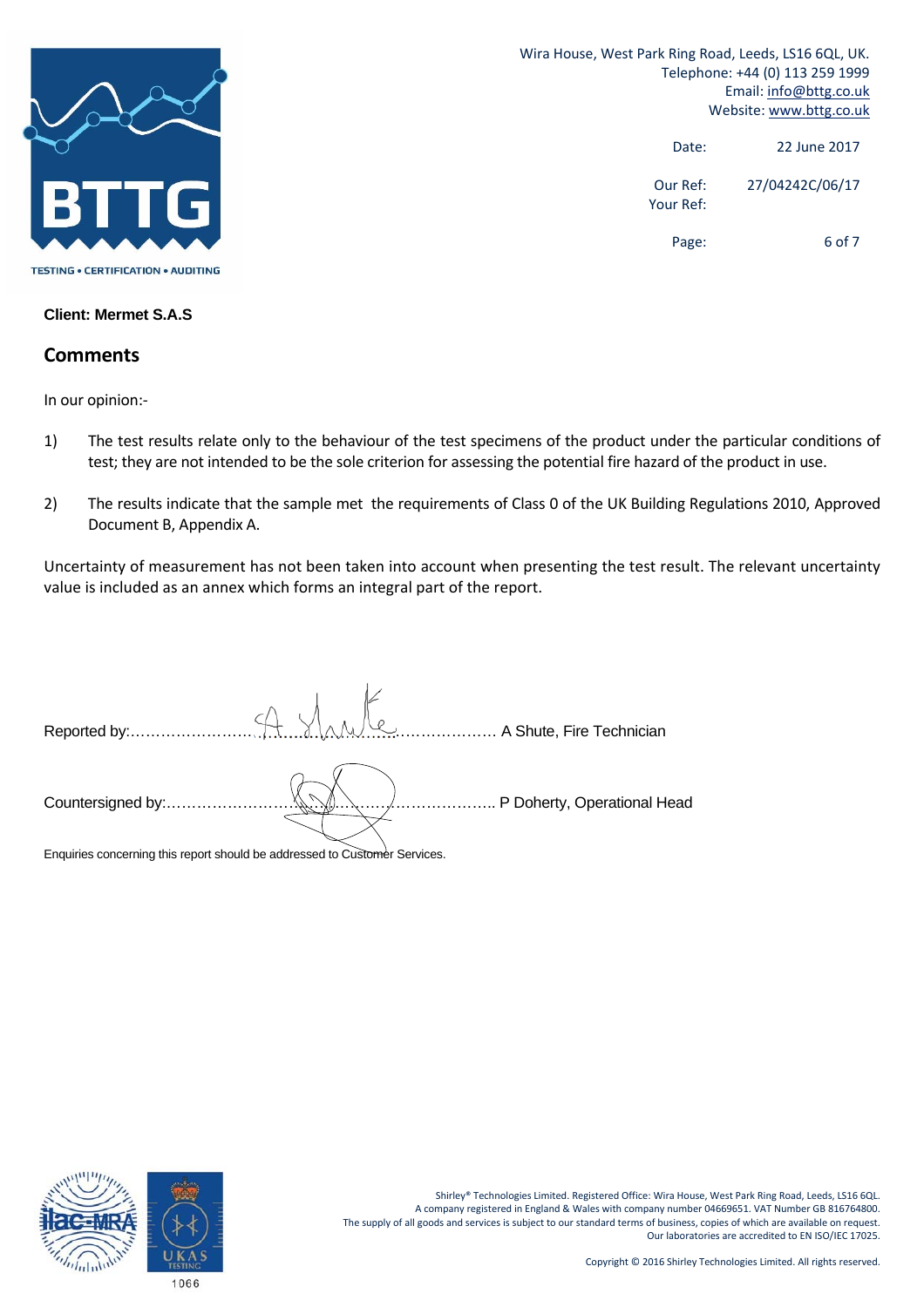Wira House, West Park Ring Road, Leeds, LS16 6QL, UK.
Telephone: +44 (0) 113 259 1999
Email: info@bttg.co.uk
Website: www.bttg.co.uk

Date: 22 June 2017

Our Ref: 27/04242C/06/17
Your Ref:

**Client: Mermet S.A.S**

## Comments

In our opinion:-

1) The test results relate only to the behaviour of the test specimens of the product under the particular conditions of test; they are not intended to be the sole criterion for assessing the potential fire hazard of the product in use.

2) The results indicate that the sample met the requirements of Class 0 of the UK Building Regulations 2010, Approved Document B, Appendix A.

Uncertainty of measurement has not been taken into account when presenting the test result. The relevant uncertainty value is included as an annex which forms an integral part of the report.

Reported by:…………………………………………………………… A Shute, Fire Technician

Countersigned by:…………………………………………………….. P Doherty, Operational Head

Enquiries concerning this report should be addressed to Customer Services.

Shirley® Technologies Limited. Registered Office: Wira House, West Park Ring Road, Leeds, LS16 6QL.
A company registered in England & Wales with company number 04669651. VAT Number GB 816764800.
The supply of all goods and services is subject to our standard terms of business, copies of which are available on request.
Our laboratories are accredited to EN ISO/IEC 17025.

Copyright © 2016 Shirley Technologies Limited. All rights reserved.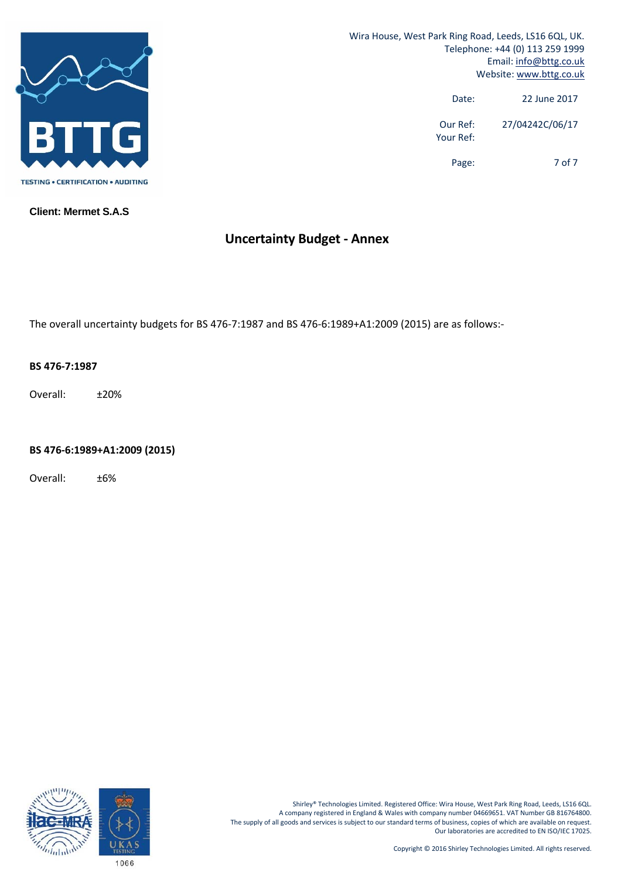**Client: Mermet S.A.S**

## Uncertainty Budget - Annex

The overall uncertainty budgets for BS 476-7:1987 and BS 476-6:1989+A1:2009 (2015) are as follows:-

**BS 476-7:1987**

Overall: ±20%

**BS 476-6:1989+A1:2009 (2015)**

Overall: ±6%